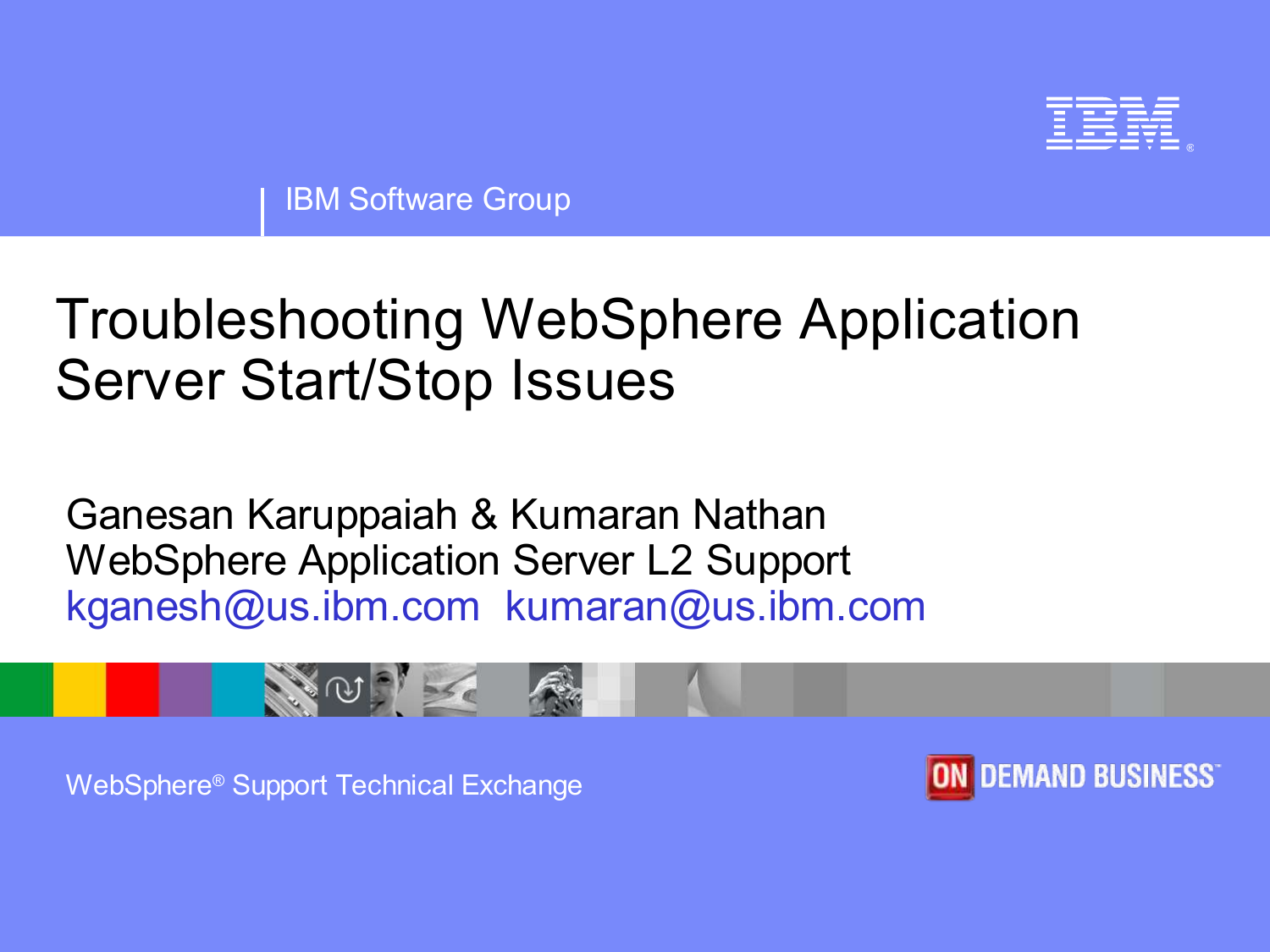IBM Software Group

# Troubleshooting WebSphere Application Server Start/Stop Issues

Ganesan Karuppaiah & Kumaran Nathan
WebSphere Application Server L2 Support
kganesh@us.ibm.com  kumaran@us.ibm.com

WebSphere® Support Technical Exchange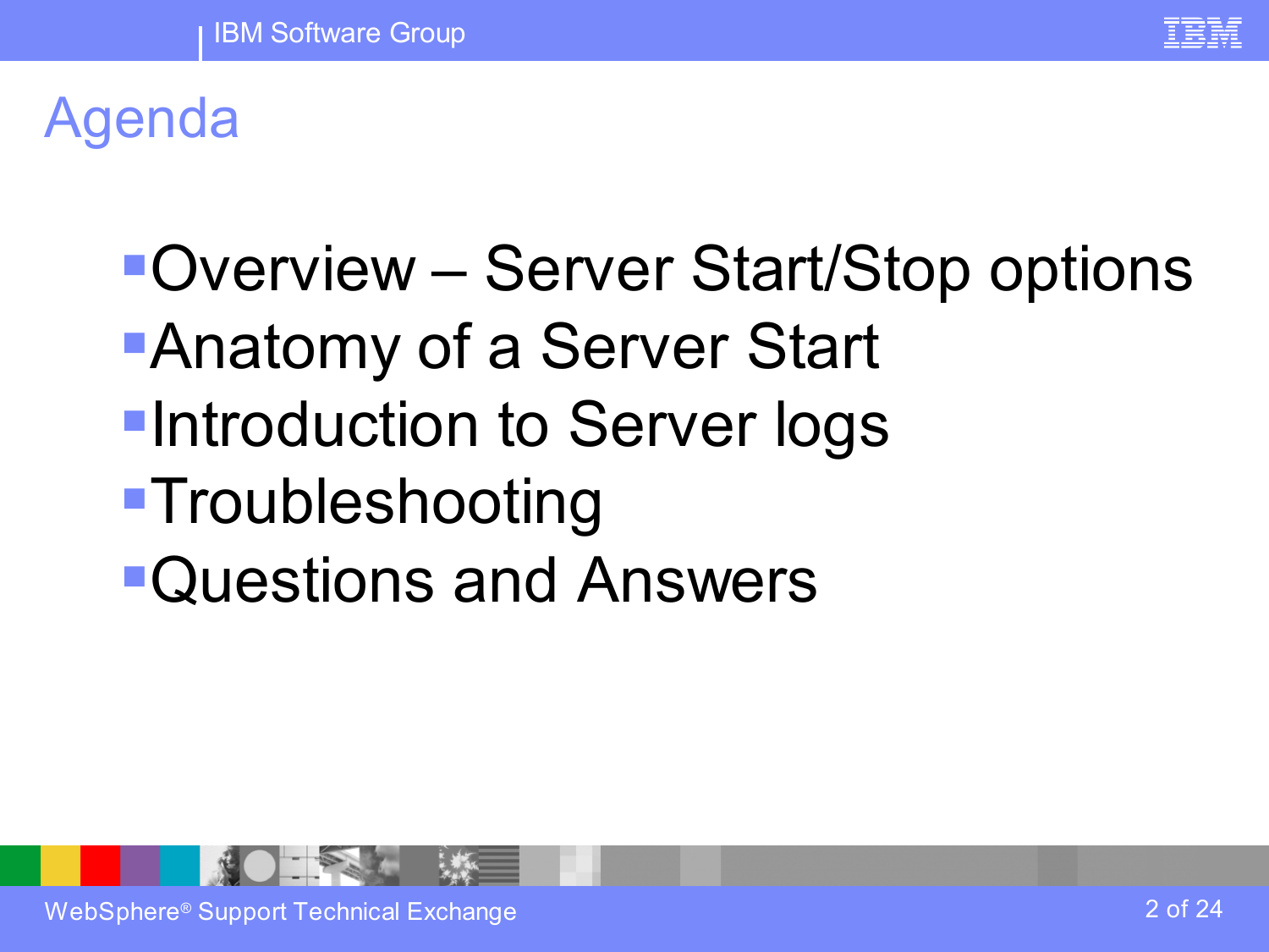# Agenda

- Overview – Server Start/Stop options
- Anatomy of a Server Start
- Introduction to Server logs
- Troubleshooting
- Questions and Answers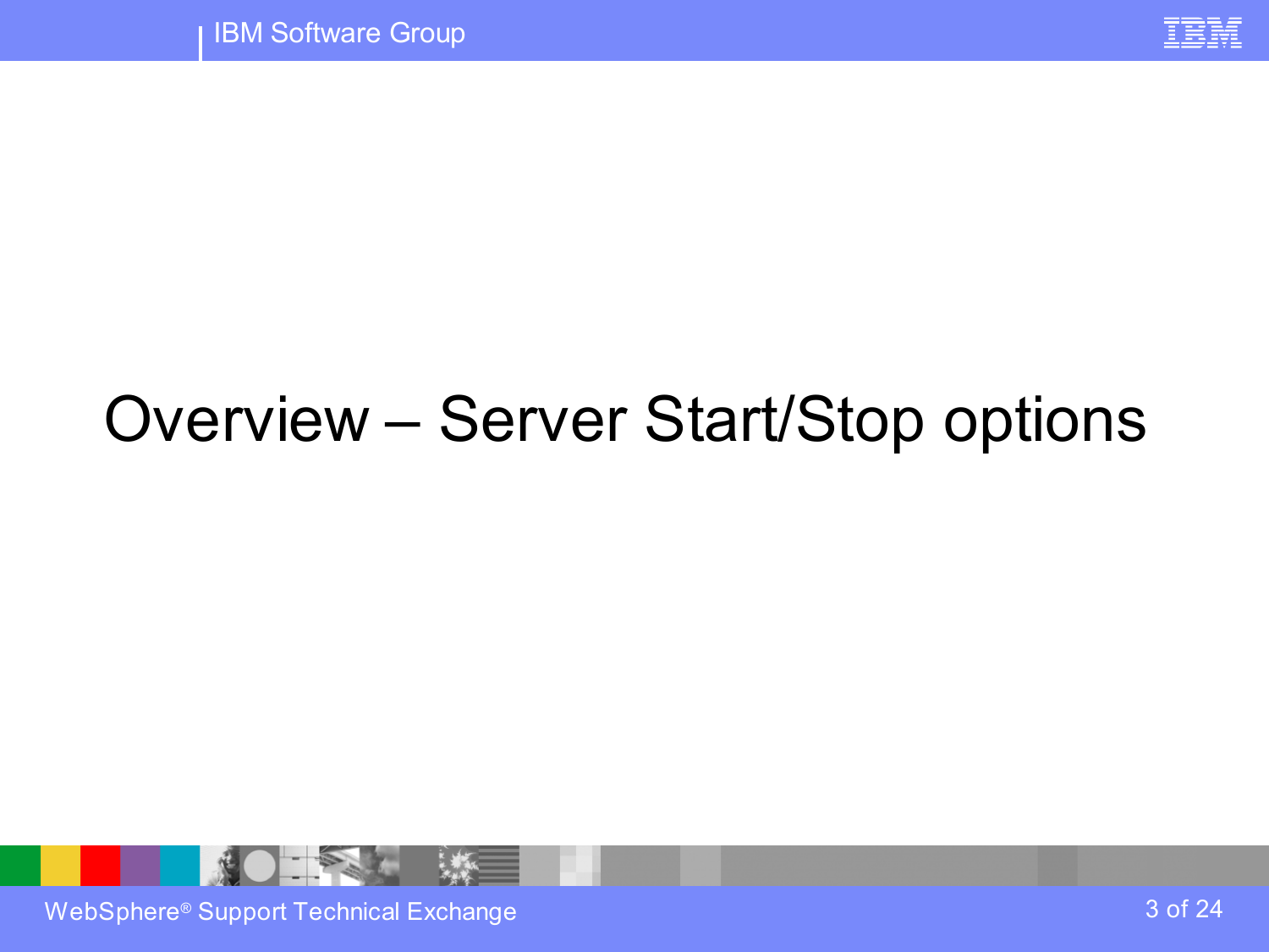# Overview – Server Start/Stop options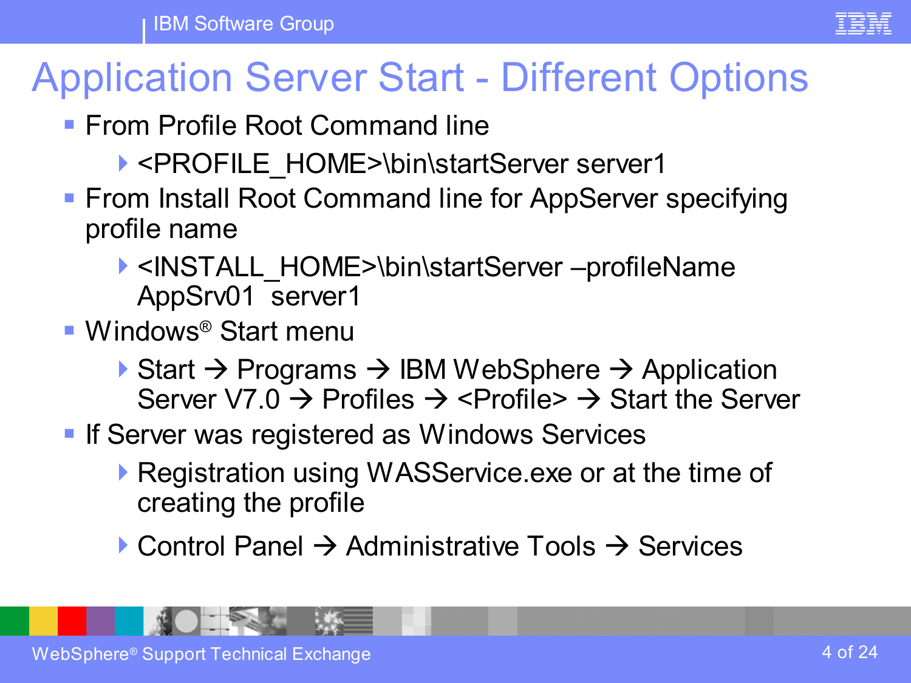# Application Server Start - Different Options

- From Profile Root Command line
  - <PROFILE_HOME>\bin\startServer server1
- From Install Root Command line for AppServer specifying profile name
  - <INSTALL_HOME>\bin\startServer –profileName AppSrv01  server1
- Windows® Start menu
  - Start → Programs → IBM WebSphere → Application Server V7.0 → Profiles → <Profile> → Start the Server
- If Server was registered as Windows Services
  - Registration using WASService.exe or at the time of creating the profile
  - Control Panel → Administrative Tools → Services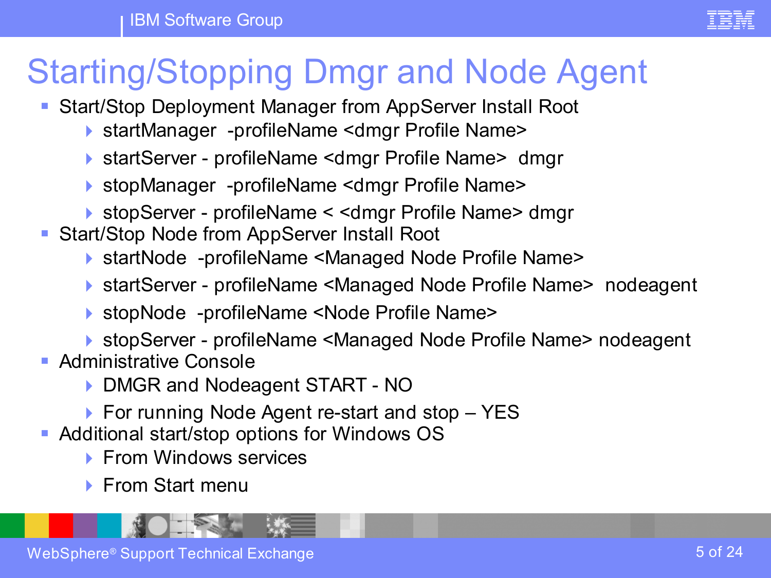# Starting/Stopping Dmgr and Node Agent

- Start/Stop Deployment Manager from AppServer Install Root
  - startManager  -profileName <dmgr Profile Name>
  - startServer - profileName <dmgr Profile Name>  dmgr
  - stopManager  -profileName <dmgr Profile Name>
  - stopServer - profileName < <dmgr Profile Name> dmgr
- Start/Stop Node from AppServer Install Root
  - startNode  -profileName <Managed Node Profile Name>
  - startServer - profileName <Managed Node Profile Name>  nodeagent
  - stopNode  -profileName <Node Profile Name>
  - stopServer - profileName <Managed Node Profile Name> nodeagent
- Administrative Console
  - DMGR and Nodeagent START - NO
  - For running Node Agent re-start and stop – YES
- Additional start/stop options for Windows OS
  - From Windows services
  - From Start menu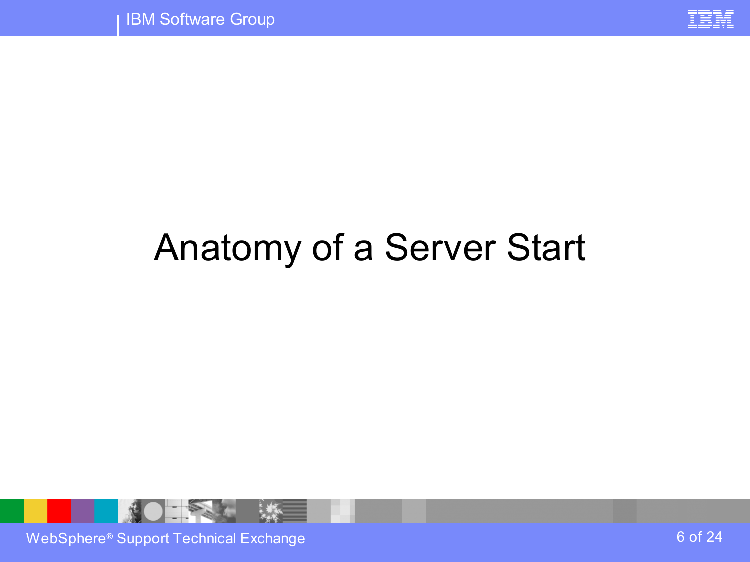# Anatomy of a Server Start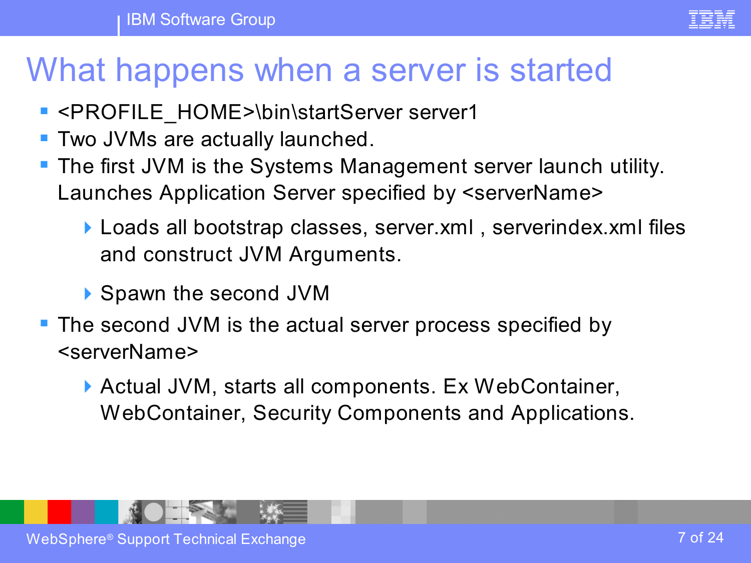# What happens when a server is started

- <PROFILE_HOME>\bin\startServer server1
- Two JVMs are actually launched.
- The first JVM is the Systems Management server launch utility. Launches Application Server specified by <serverName>
  - Loads all bootstrap classes, server.xml , serverindex.xml files and construct JVM Arguments.
  - Spawn the second JVM
- The second JVM is the actual server process specified by <serverName>
  - Actual JVM, starts all components. Ex WebContainer, WebContainer, Security Components and Applications.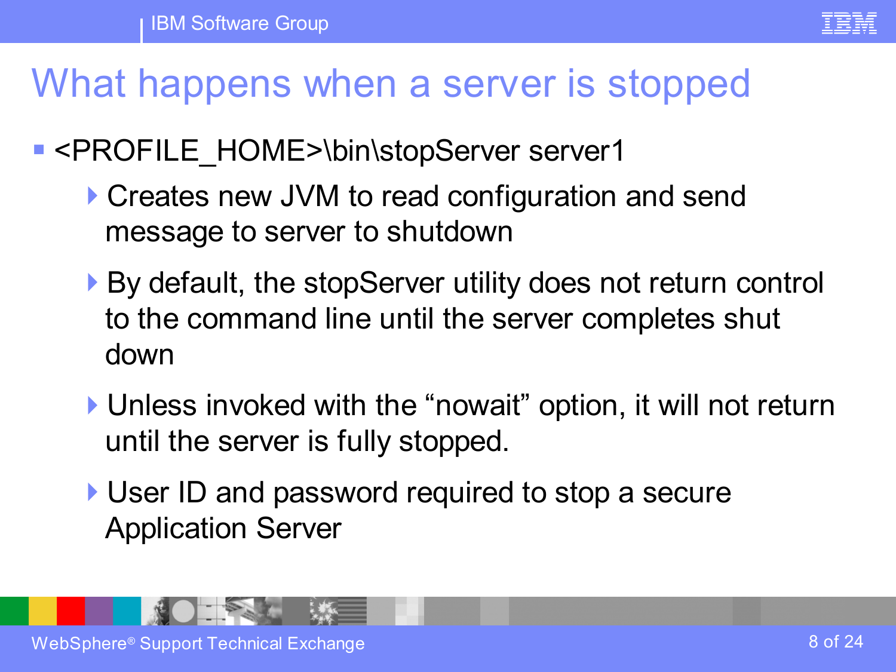# What happens when a server is stopped

- <PROFILE_HOME>\bin\stopServer server1
  - Creates new JVM to read configuration and send message to server to shutdown
  - By default, the stopServer utility does not return control to the command line until the server completes shut down
  - Unless invoked with the “nowait” option, it will not return until the server is fully stopped.
  - User ID and password required to stop a secure Application Server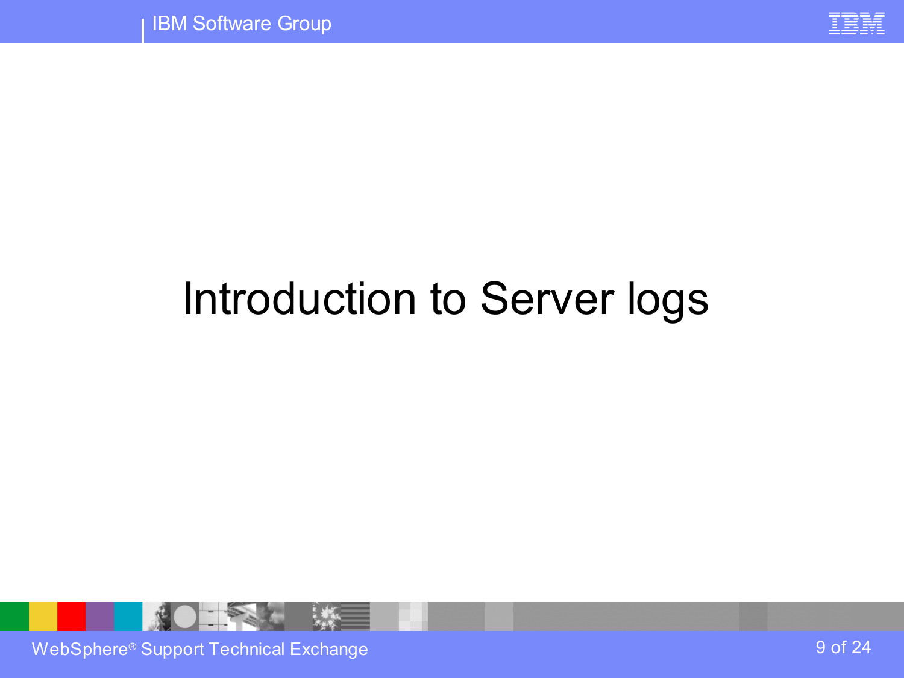# Introduction to Server logs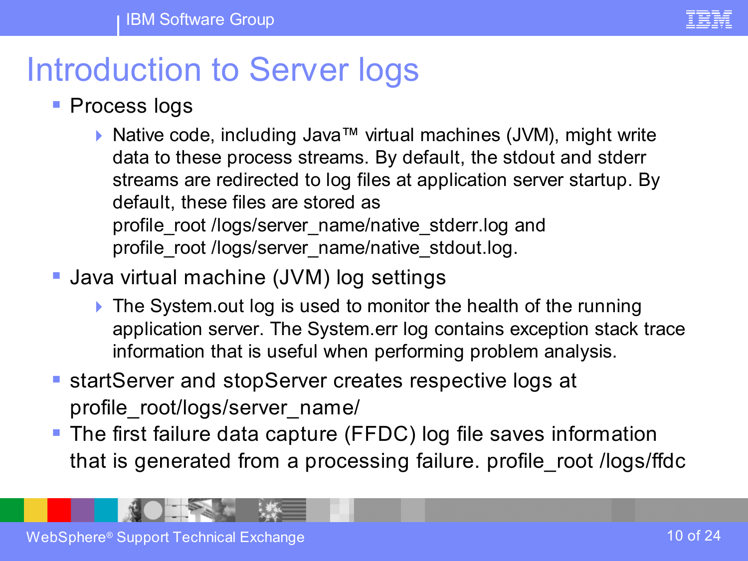# Introduction to Server logs

- Process logs
  - Native code, including Java™ virtual machines (JVM), might write data to these process streams. By default, the stdout and stderr streams are redirected to log files at application server startup. By default, these files are stored as profile_root /logs/server_name/native_stderr.log and profile_root /logs/server_name/native_stdout.log.
- Java virtual machine (JVM) log settings
  - The System.out log is used to monitor the health of the running application server. The System.err log contains exception stack trace information that is useful when performing problem analysis.
- startServer and stopServer creates respective logs at profile_root/logs/server_name/
- The first failure data capture (FFDC) log file saves information that is generated from a processing failure. profile_root /logs/ffdc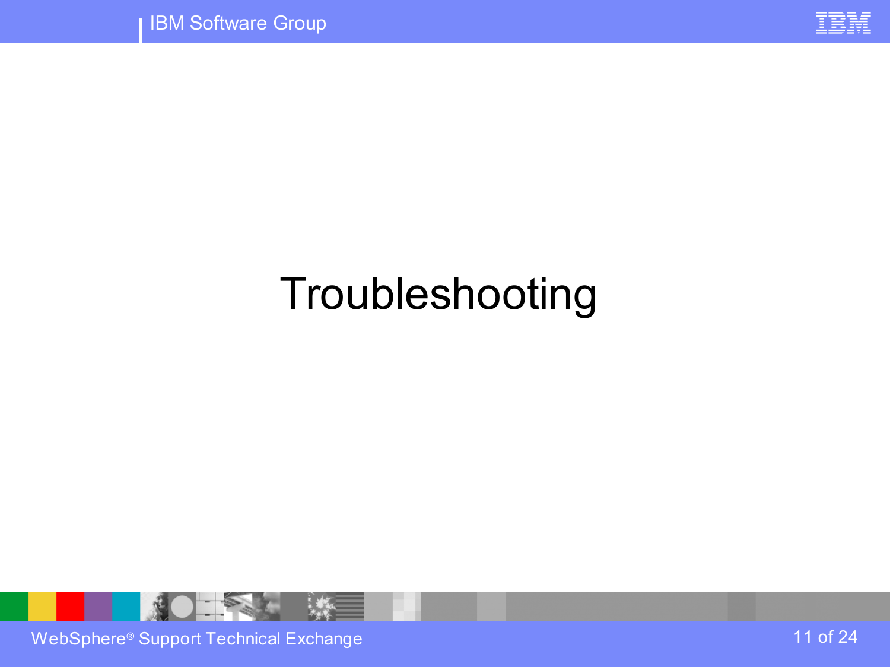# Troubleshooting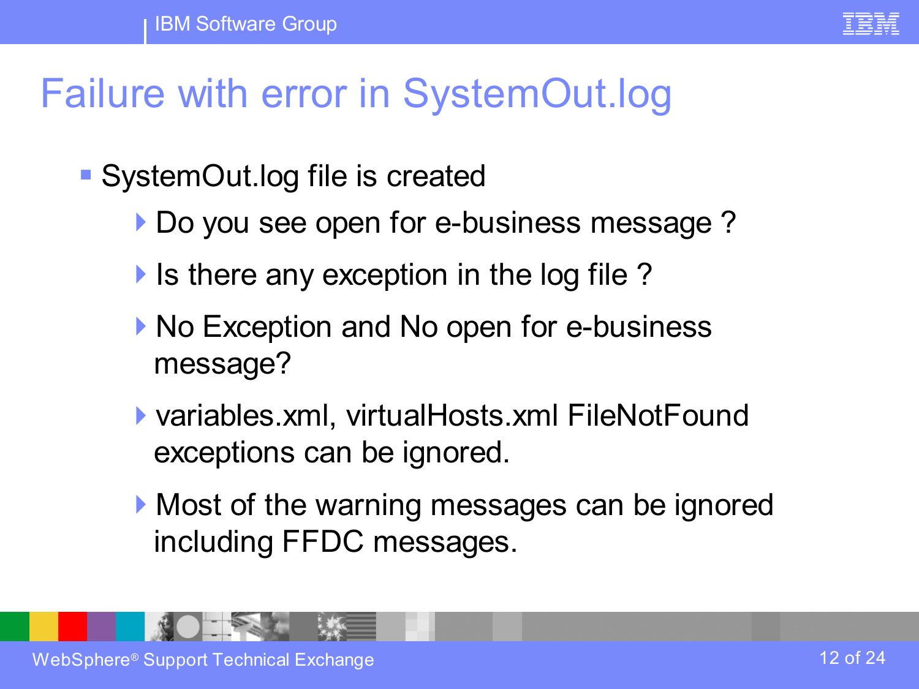# Failure with error in SystemOut.log

- SystemOut.log file is created
  - Do you see open for e-business message ?
  - Is there any exception in the log file ?
  - No Exception and No open for e-business message?
  - variables.xml, virtualHosts.xml FileNotFound exceptions can be ignored.
  - Most of the warning messages can be ignored including FFDC messages.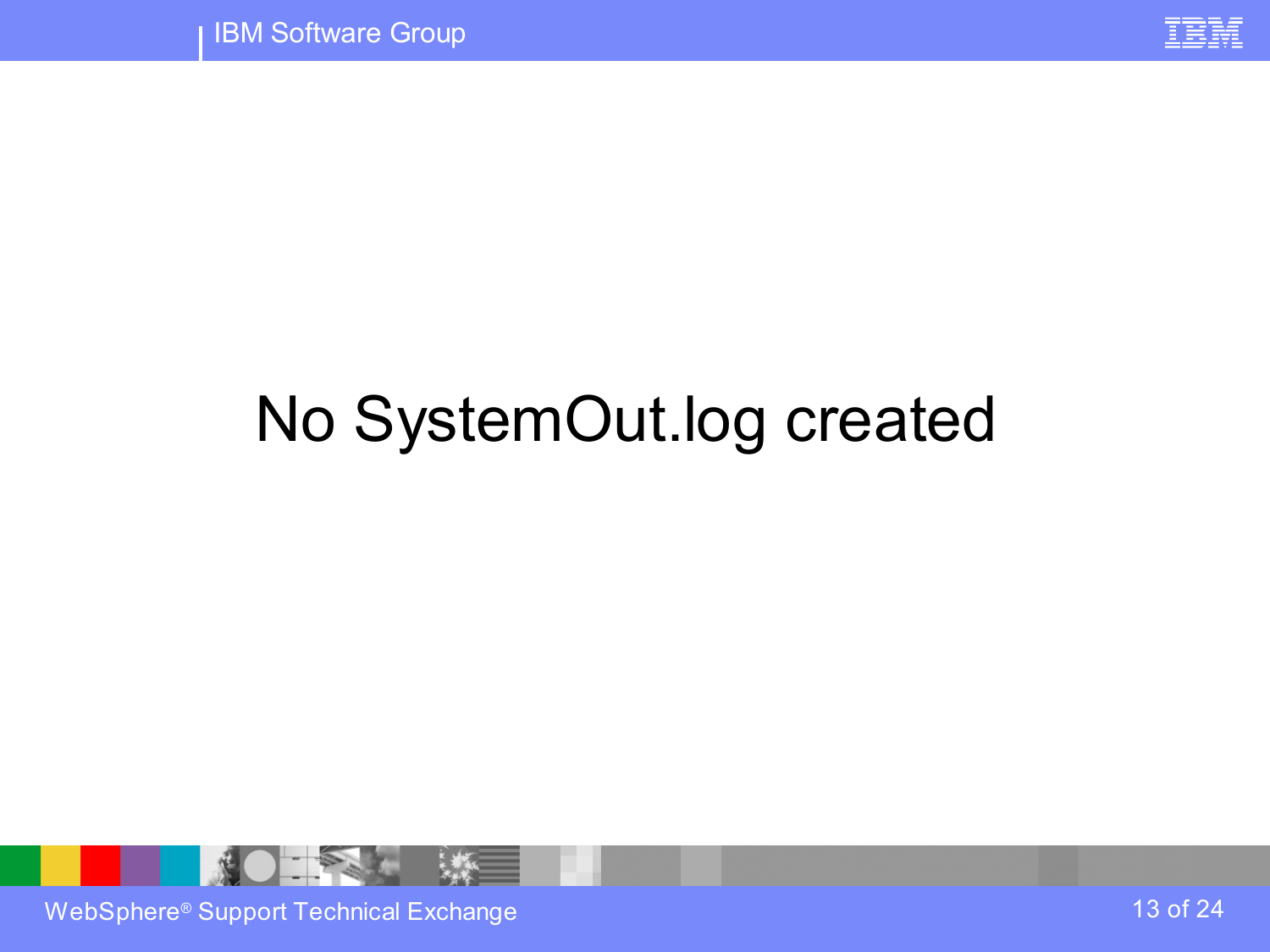# No SystemOut.log created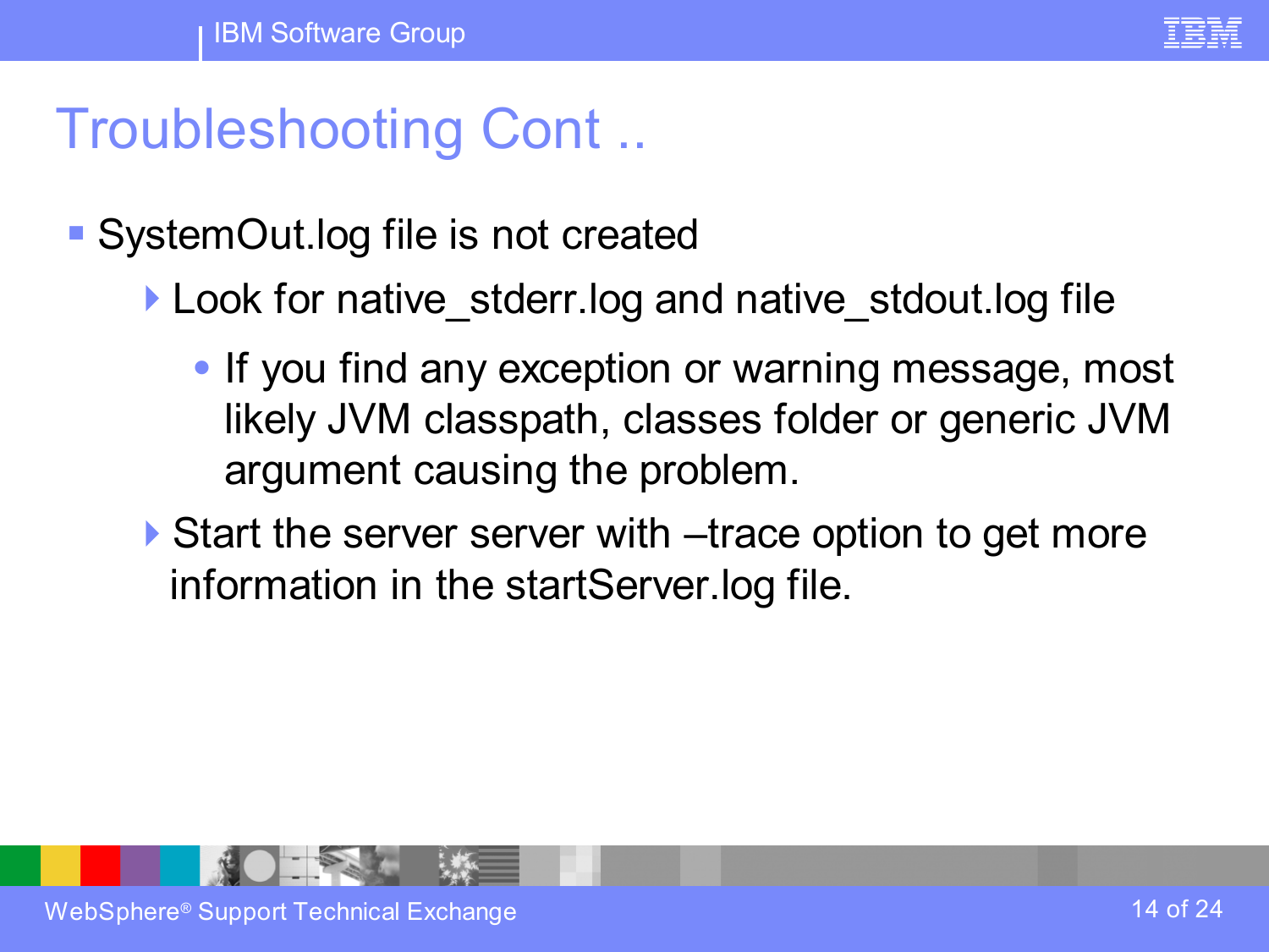# Troubleshooting Cont ..

- SystemOut.log file is not created
  - Look for native_stderr.log and native_stdout.log file
    - If you find any exception or warning message, most likely JVM classpath, classes folder or generic JVM argument causing the problem.
  - Start the server server with –trace option to get more information in the startServer.log file.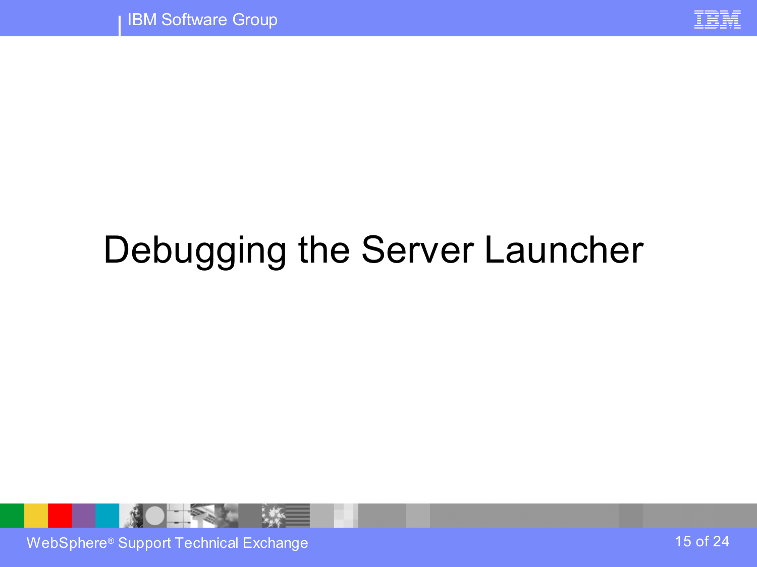# Debugging the Server Launcher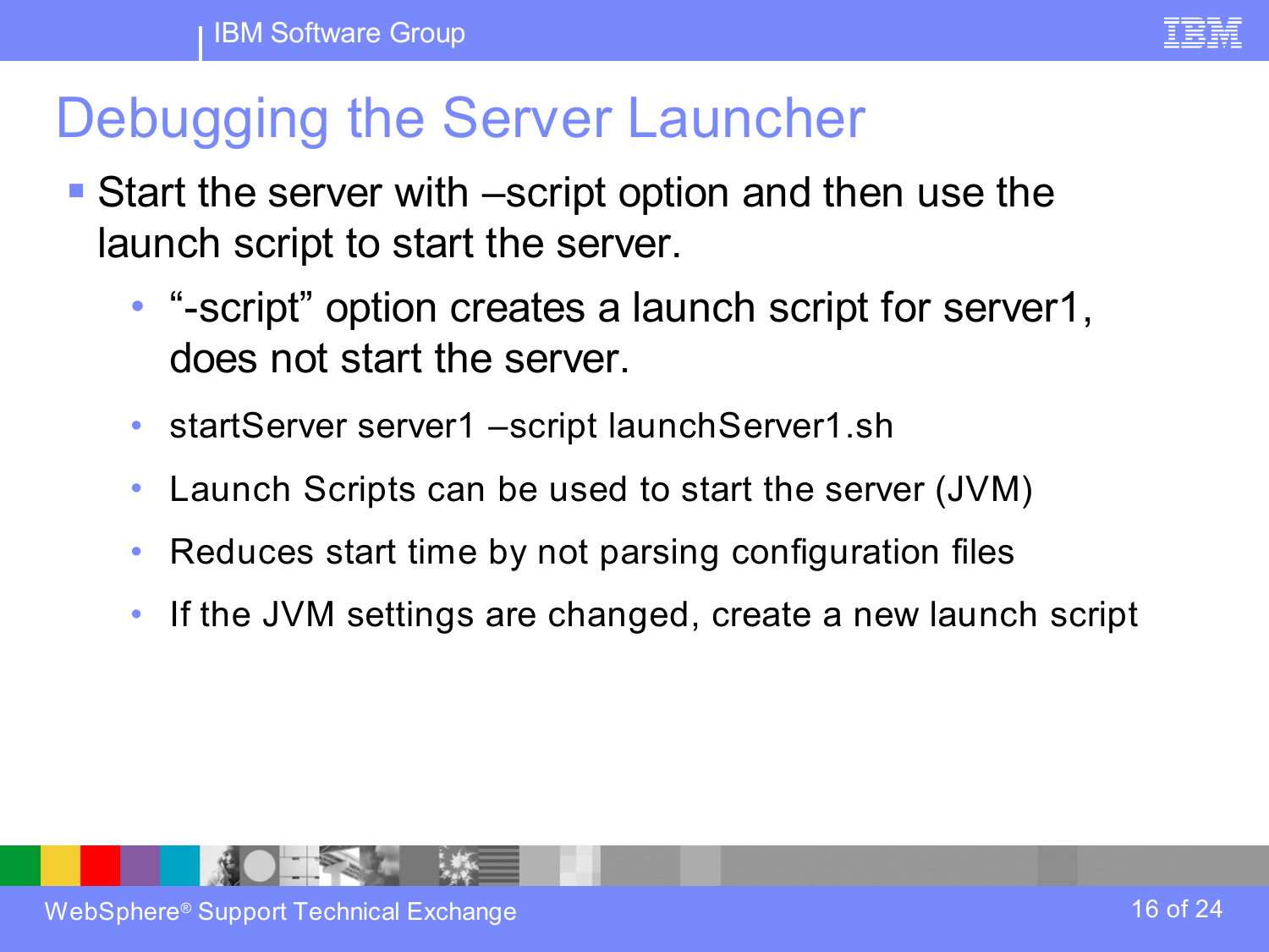# Debugging the Server Launcher

- Start the server with –script option and then use the launch script to start the server.
  - "-script" option creates a launch script for server1, does not start the server.
  - startServer server1 –script launchServer1.sh
  - Launch Scripts can be used to start the server (JVM)
  - Reduces start time by not parsing configuration files
  - If the JVM settings are changed, create a new launch script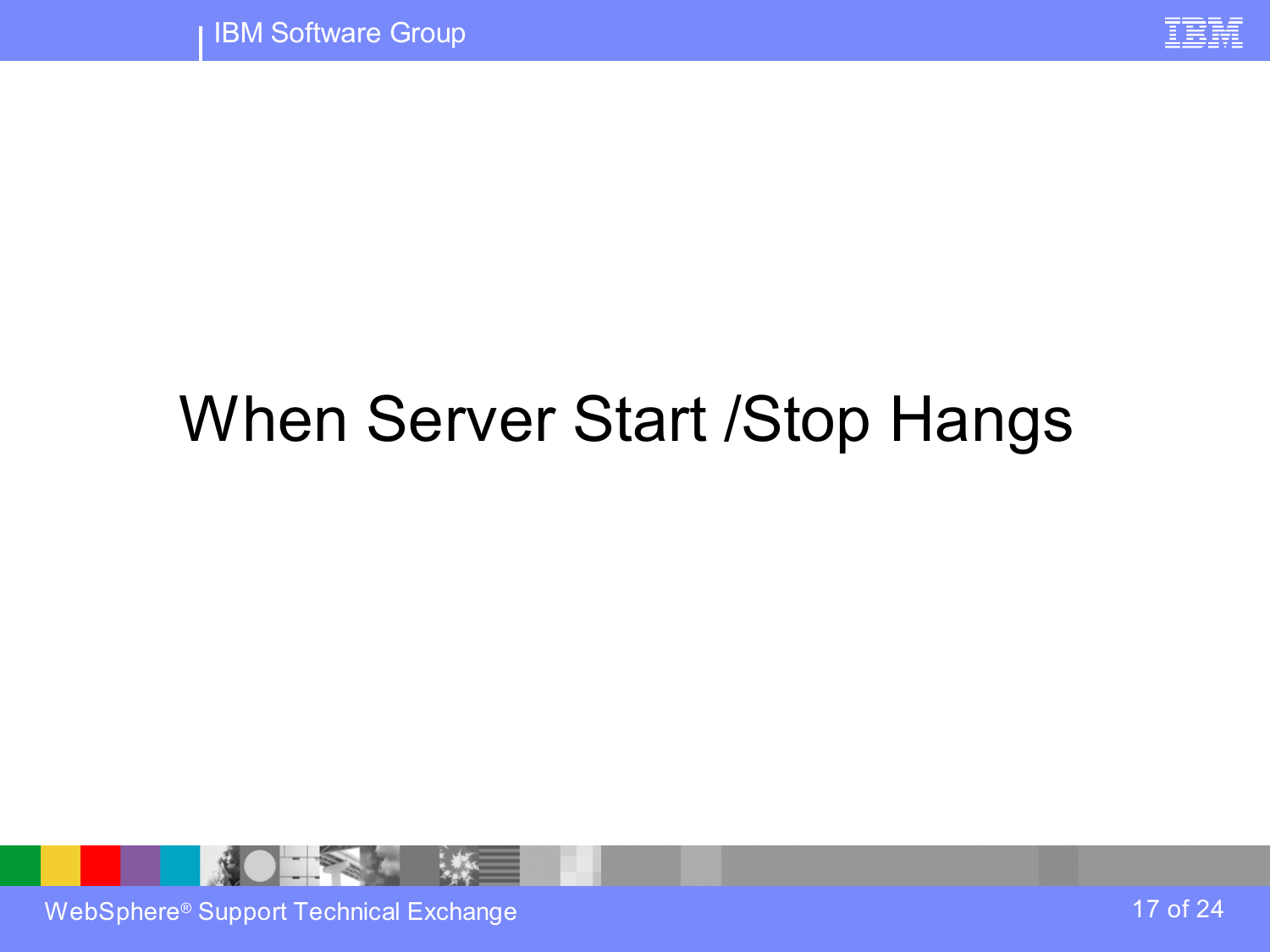# When Server Start /Stop Hangs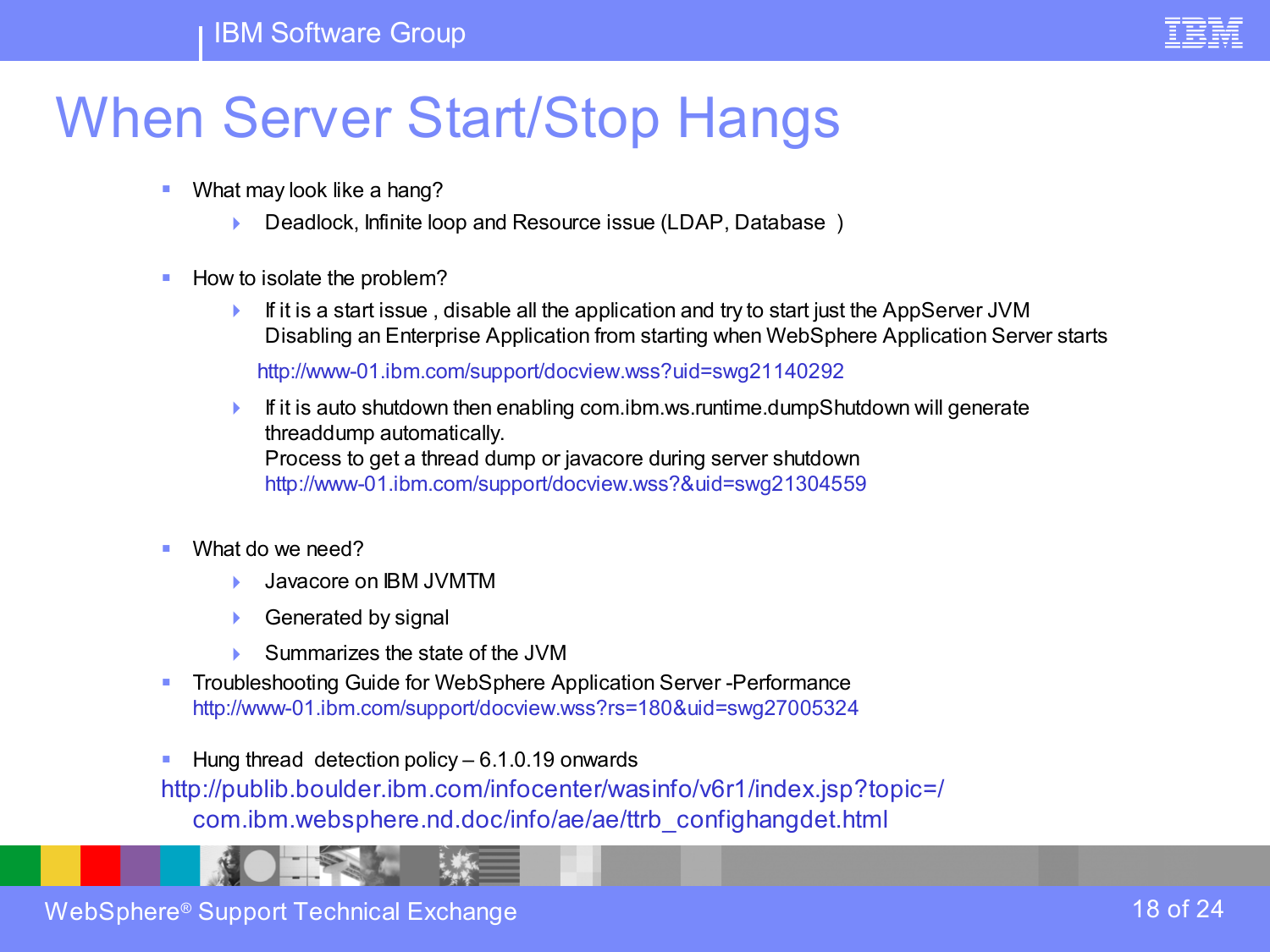# When Server Start/Stop Hangs

- What may look like a hang?
  - Deadlock, Infinite loop and Resource issue (LDAP, Database )

- How to isolate the problem?
  - If it is a start issue , disable all the application and try to start just the AppServer JVM
    Disabling an Enterprise Application from starting when WebSphere Application Server starts

    http://www-01.ibm.com/support/docview.wss?uid=swg21140292

  - If it is auto shutdown then enabling com.ibm.ws.runtime.dumpShutdown will generate threaddump automatically.
    Process to get a thread dump or javacore during server shutdown
    http://www-01.ibm.com/support/docview.wss?&uid=swg21304559

- What do we need?
  - Javacore on IBM JVMTM
  - Generated by signal
  - Summarizes the state of the JVM
- Troubleshooting Guide for WebSphere Application Server -Performance
  http://www-01.ibm.com/support/docview.wss?rs=180&uid=swg27005324

- Hung thread detection policy – 6.1.0.19 onwards

http://publib.boulder.ibm.com/infocenter/wasinfo/v6r1/index.jsp?topic=/com.ibm.websphere.nd.doc/info/ae/ae/ttrb_confighangdet.html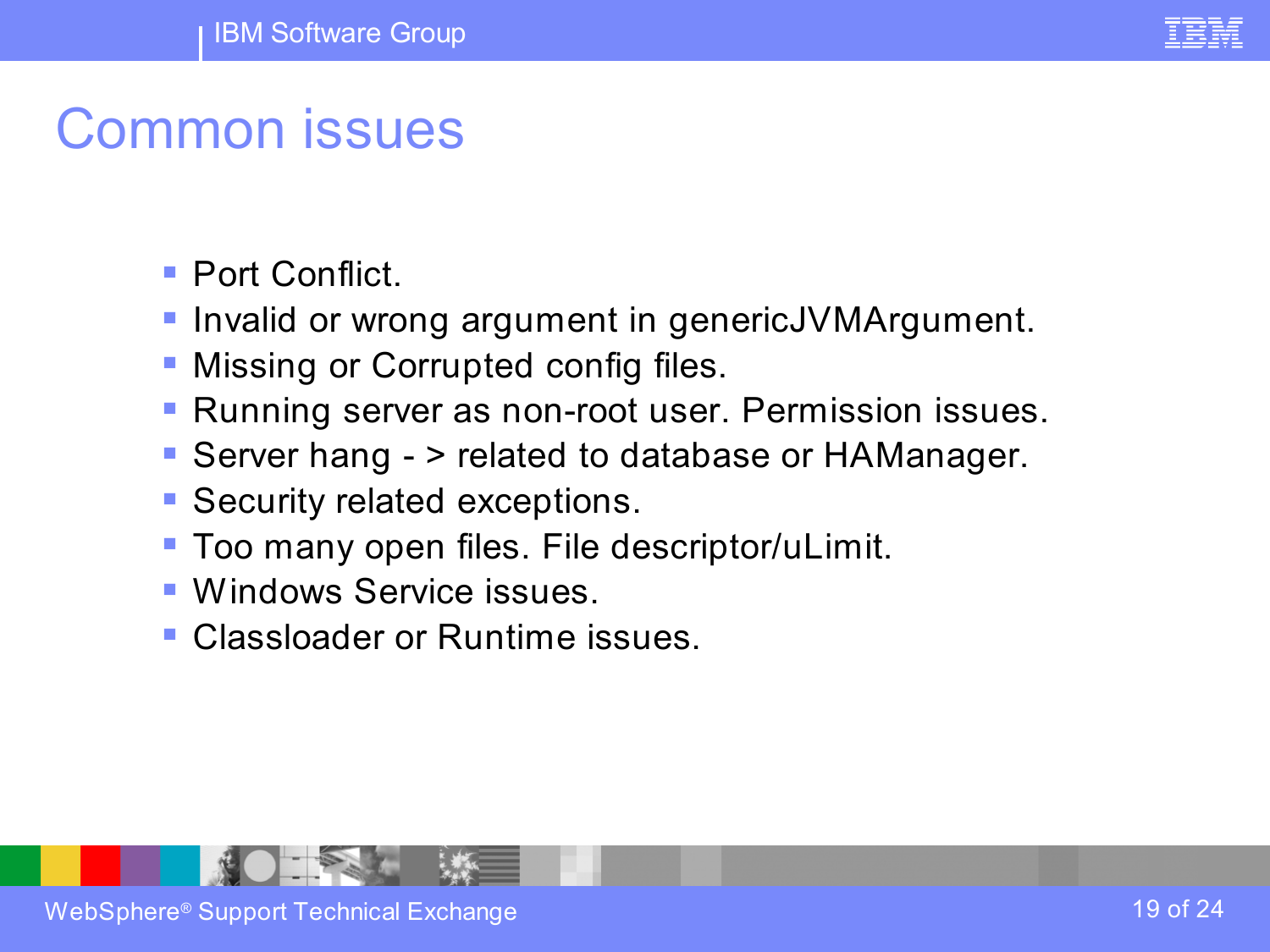# Common issues

- Port Conflict.
- Invalid or wrong argument in genericJVMArgument.
- Missing or Corrupted config files.
- Running server as non-root user. Permission issues.
- Server hang - > related to database or HAManager.
- Security related exceptions.
- Too many open files. File descriptor/uLimit.
- Windows Service issues.
- Classloader or Runtime issues.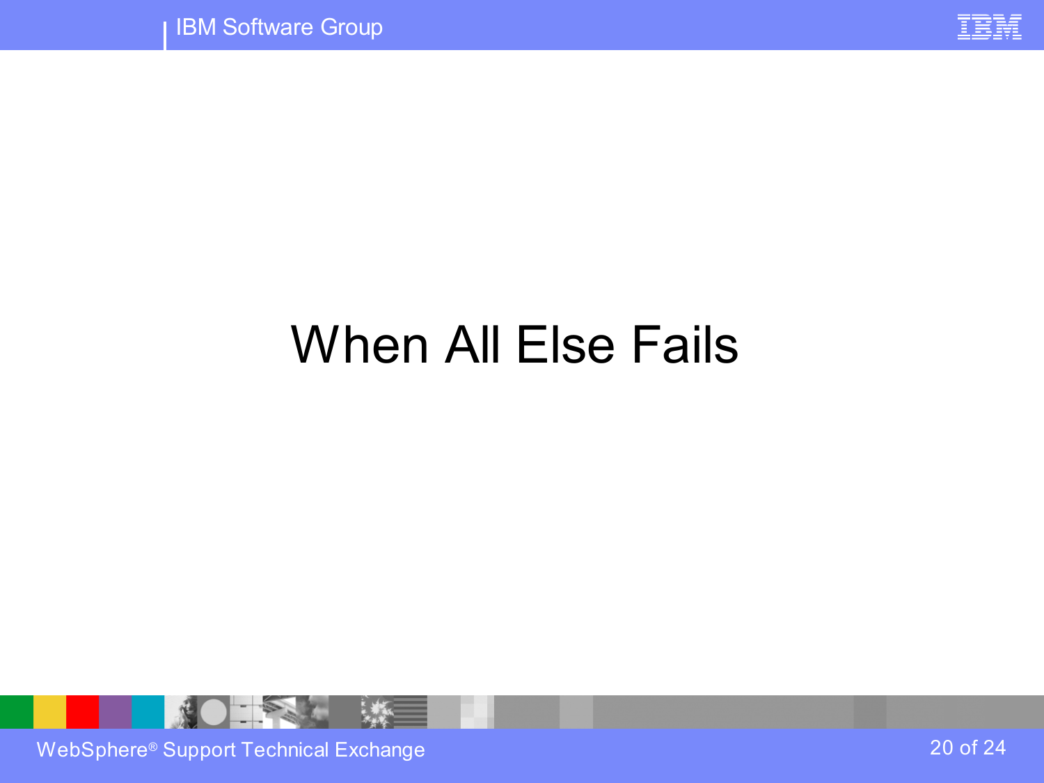# When All Else Fails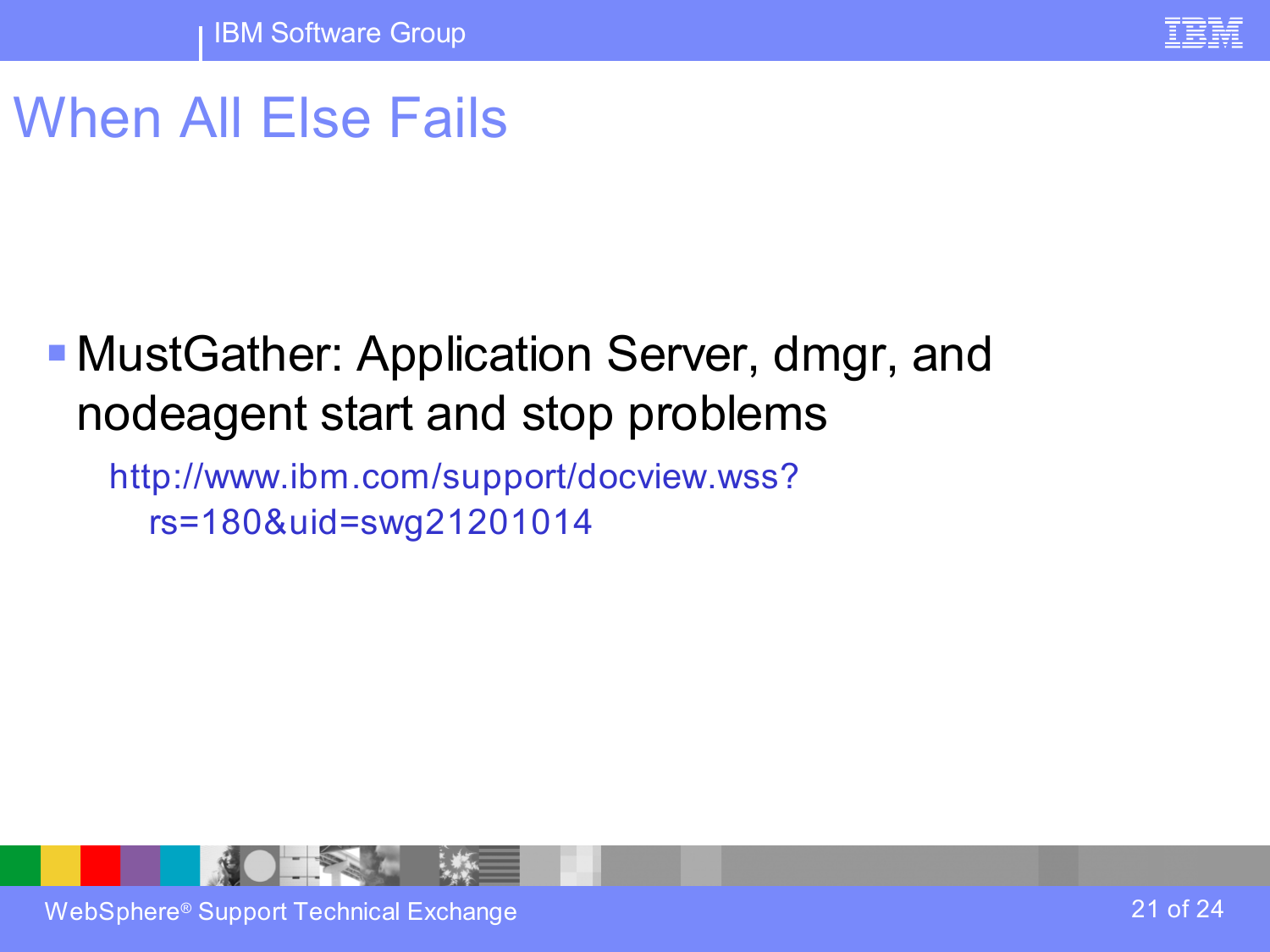# When All Else Fails

- MustGather: Application Server, dmgr, and nodeagent start and stop problems

  http://www.ibm.com/support/docview.wss?rs=180&uid=swg21201014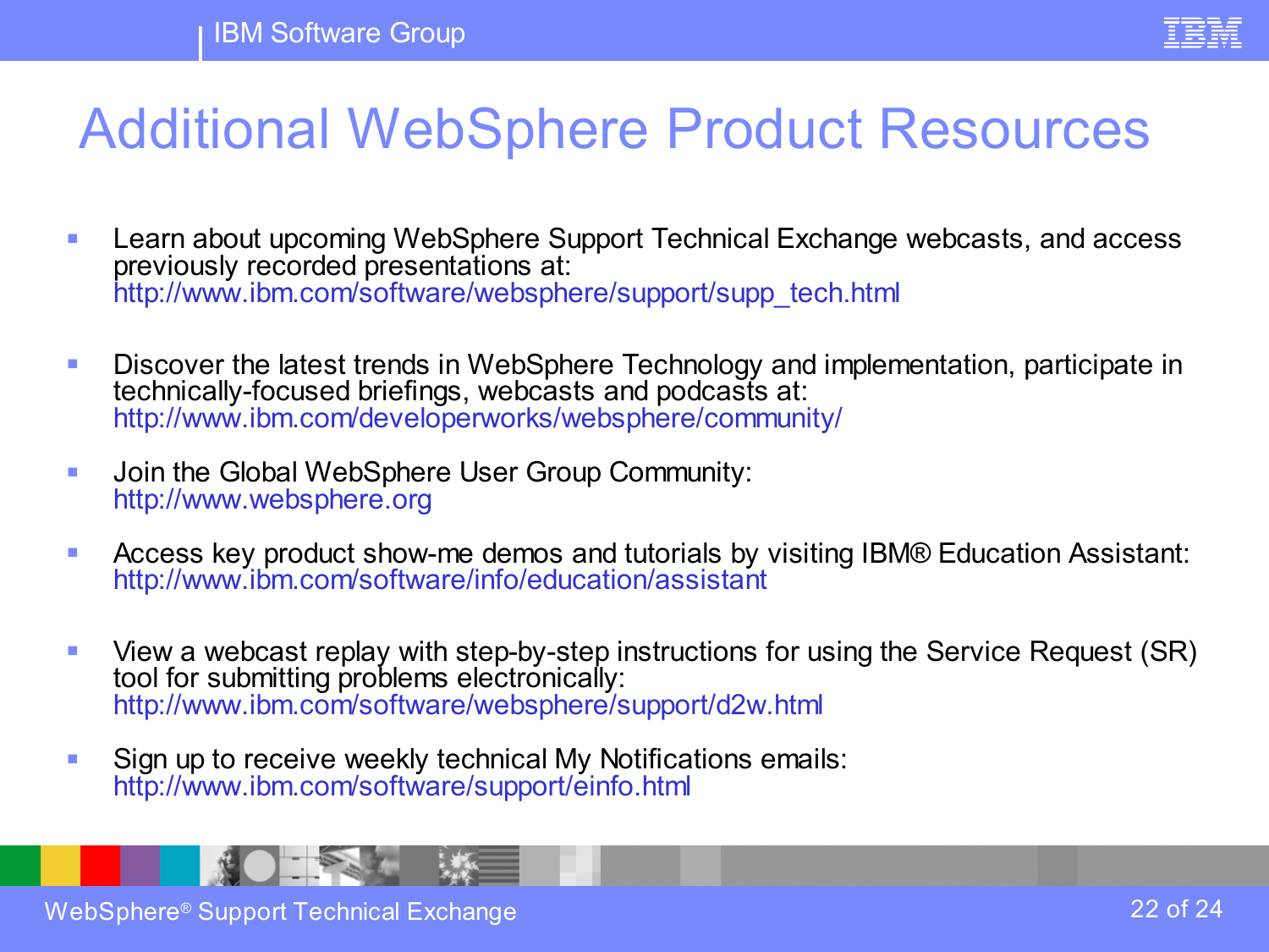# Additional WebSphere Product Resources

- Learn about upcoming WebSphere Support Technical Exchange webcasts, and access previously recorded presentations at:
  http://www.ibm.com/software/websphere/support/supp_tech.html

- Discover the latest trends in WebSphere Technology and implementation, participate in technically-focused briefings, webcasts and podcasts at:
  http://www.ibm.com/developerworks/websphere/community/

- Join the Global WebSphere User Group Community:
  http://www.websphere.org

- Access key product show-me demos and tutorials by visiting IBM® Education Assistant:
  http://www.ibm.com/software/info/education/assistant

- View a webcast replay with step-by-step instructions for using the Service Request (SR) tool for submitting problems electronically:
  http://www.ibm.com/software/websphere/support/d2w.html

- Sign up to receive weekly technical My Notifications emails:
  http://www.ibm.com/software/support/einfo.html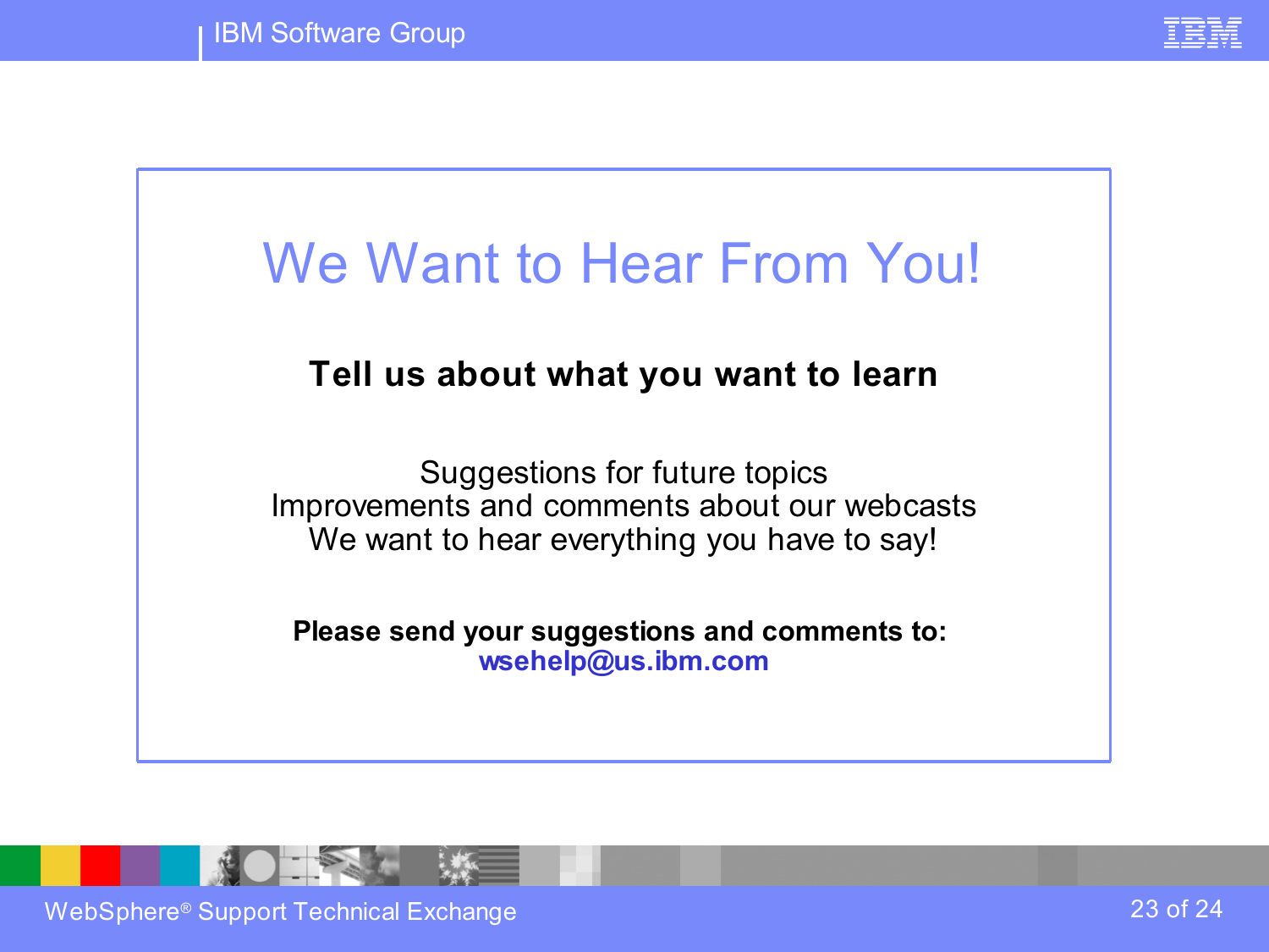# We Want to Hear From You!

**Tell us about what you want to learn**

Suggestions for future topics
Improvements and comments about our webcasts
We want to hear everything you have to say!

**Please send your suggestions and comments to:**
**wsehelp@us.ibm.com**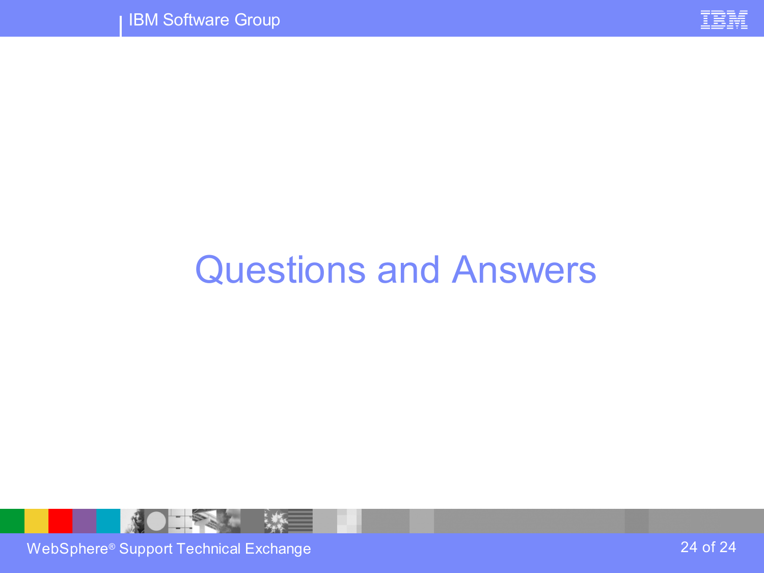# Questions and Answers